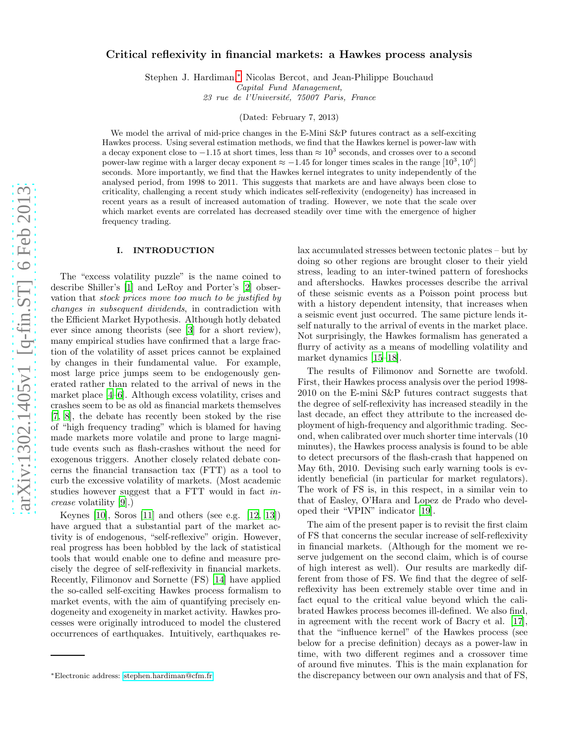# Critical reflexivity in financial markets: a Hawkes process analysis

Stephen J. Hardiman,* Nicolas Bercot, and Jean-Philippe Bouchaud

*Capital Fund Management, 23 rue de l'Université, 75007 Paris, France*

(Dated: February 7, 2013)

We model the arrival of mid-price changes in the E-Mini S&P futures contract as a self-exciting Hawkes process. Using several estimation methods, we find that the Hawkes kernel is power-law with a decay exponent close to $-1.15$ at short times, less than $\approx 10^3$ seconds, and crosses over to a second power-law regime with a larger decay exponent $\approx -1.45$ for longer times scales in the range $[10^3, 10^6]$ seconds. More importantly, we find that the Hawkes kernel integrates to unity independently of the analysed period, from 1998 to 2011. This suggests that markets are and have always been close to criticality, challenging a recent study which indicates self-reflexivity (endogeneity) has increased in recent years as a result of increased automation of trading. However, we note that the scale over which market events are correlated has decreased steadily over time with the emergence of higher frequency trading.

## I. INTRODUCTION

The "excess volatility puzzle" is the name coined to describe Shiller's [1] and LeRoy and Porter's [2] observation that *stock prices move too much to be justified by changes in subsequent dividends*, in contradiction with the Efficient Market Hypothesis. Although hotly debated ever since among theorists (see [3] for a short review), many empirical studies have confirmed that a large fraction of the volatility of asset prices cannot be explained by changes in their fundamental value. For example, most large price jumps seem to be endogenously generated rather than related to the arrival of news in the market place [4–6]. Although excess volatility, crises and crashes seem to be as old as financial markets themselves [7, 8], the debate has recently been stoked by the rise of "high frequency trading" which is blamed for having made markets more volatile and prone to large magnitude events such as flash-crashes without the need for exogenous triggers. Another closely related debate concerns the financial transaction tax (FTT) as a tool to curb the excessive volatility of markets. (Most academic studies however suggest that a FTT would in fact *increase* volatility [9].)

Keynes [10], Soros [11] and others (see e.g. [12, 13]) have argued that a substantial part of the market activity is of endogenous, "self-reflexive" origin. However, real progress has been hobbled by the lack of statistical tools that would enable one to define and measure precisely the degree of self-reflexivity in financial markets. Recently, Filimonov and Sornette (FS) [14] have applied the so-called self-exciting Hawkes process formalism to market events, with the aim of quantifying precisely endogeneity and exogeneity in market activity. Hawkes processes were originally introduced to model the clustered occurrences of earthquakes. Intuitively, earthquakes relax accumulated stresses between tectonic plates – but by doing so other regions are brought closer to their yield stress, leading to an inter-twined pattern of foreshocks and aftershocks. Hawkes processes describe the arrival of these seismic events as a Poisson point process but with a history dependent intensity, that increases when a seismic event just occurred. The same picture lends itself naturally to the arrival of events in the market place. Not surprisingly, the Hawkes formalism has generated a flurry of activity as a means of modelling volatility and market dynamics [15–18].

The results of Filimonov and Sornette are twofold. First, their Hawkes process analysis over the period 1998-2010 on the E-mini S&P futures contract suggests that the degree of self-reflexivity has increased steadily in the last decade, an effect they attribute to the increased deployment of high-frequency and algorithmic trading. Second, when calibrated over much shorter time intervals (10 minutes), the Hawkes process analysis is found to be able to detect precursors of the flash-crash that happened on May 6th, 2010. Devising such early warning tools is evidently beneficial (in particular for market regulators). The work of FS is, in this respect, in a similar vein to that of Easley, O'Hara and Lopez de Prado who developed their "VPIN" indicator [19].

The aim of the present paper is to revisit the first claim of FS that concerns the secular increase of self-reflexivity in financial markets. (Although for the moment we reserve judgement on the second claim, which is of course of high interest as well). Our results are markedly different from those of FS. We find that the degree of self-reflexivity has been extremely stable over time and in fact equal to the critical value beyond which the calibrated Hawkes process becomes ill-defined. We also find, in agreement with the recent work of Bacry et al. [17], that the "influence kernel" of the Hawkes process (see below for a precise definition) decays as a power-law in time, with two different regimes and a crossover time of around five minutes. This is the main explanation for the discrepancy between our own analysis and that of FS,

*Electronic address: stephen.hardiman@cfm.fr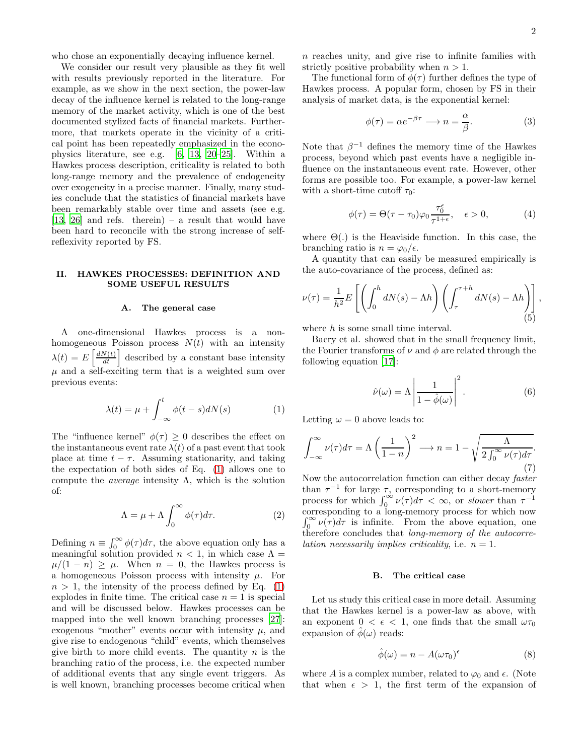who chose an exponentially decaying influence kernel.

We consider our result very plausible as they fit well with results previously reported in the literature. For example, as we show in the next section, the power-law decay of the influence kernel is related to the long-range memory of the market activity, which is one of the best documented stylized facts of financial markets. Furthermore, that markets operate in the vicinity of a critical point has been repeatedly emphasized in the econophysics literature, see e.g. [6, 13, 20–25]. Within a Hawkes process description, criticality is related to both long-range memory and the prevalence of endogeneity over exogeneity in a precise manner. Finally, many studies conclude that the statistics of financial markets have been remarkably stable over time and assets (see e.g. [13, 26] and refs. therein) – a result that would have been hard to reconcile with the strong increase of self-reflexivity reported by FS.

## II. HAWKES PROCESSES: DEFINITION AND SOME USEFUL RESULTS

### A. The general case

A one-dimensional Hawkes process is a non-homogeneous Poisson process $N(t)$ with an intensity $\lambda(t) = E\left[\frac{dN(t)}{dt}\right]$ described by a constant base intensity $\mu$ and a self-exciting term that is a weighted sum over previous events:

$$\lambda(t) = \mu + \int_{-\infty}^{t} \phi(t-s) dN(s) \tag{1}$$

The "influence kernel" $\phi(\tau) \geq 0$ describes the effect on the instantaneous event rate $\lambda(t)$ of a past event that took place at time $t - \tau$. Assuming stationarity, and taking the expectation of both sides of Eq. (1) allows one to compute the *average* intensity $\Lambda$, which is the solution of:

$$\Lambda = \mu + \Lambda \int_{0}^{\infty} \phi(\tau) d\tau. \tag{2}$$

Defining $n \equiv \int_0^\infty \phi(\tau)d\tau$, the above equation only has a meaningful solution provided $n < 1$, in which case $\Lambda = \mu/(1-n) \geq \mu$. When $n = 0$, the Hawkes process is a homogeneous Poisson process with intensity $\mu$. For $n > 1$, the intensity of the process defined by Eq. (1) explodes in finite time. The critical case $n = 1$ is special and will be discussed below. Hawkes processes can be mapped into the well known branching processes [27]: exogenous "mother" events occur with intensity $\mu$, and give rise to endogenous "child" events, which themselves give birth to more child events. The quantity $n$ is the branching ratio of the process, i.e. the expected number of additional events that any single event triggers. As is well known, branching processes become critical when $n$ reaches unity, and give rise to infinite families with strictly positive probability when $n > 1$.

The functional form of $\phi(\tau)$ further defines the type of Hawkes process. A popular form, chosen by FS in their analysis of market data, is the exponential kernel:

$$\phi(\tau) = \alpha e^{-\beta\tau} \longrightarrow n = \frac{\alpha}{\beta}. \tag{3}$$

Note that $\beta^{-1}$ defines the memory time of the Hawkes process, beyond which past events have a negligible influence on the instantaneous event rate. However, other forms are possible too. For example, a power-law kernel with a short-time cutoff $\tau_0$:

$$\phi(\tau) = \Theta(\tau - \tau_0)\varphi_0 \frac{\tau_0^\epsilon}{\tau^{1+\epsilon}}, \quad \epsilon > 0, \tag{4}$$

where $\Theta(.)$ is the Heaviside function. In this case, the branching ratio is $n = \varphi_0/\epsilon$.

A quantity that can easily be measured empirically is the auto-covariance of the process, defined as:

$$\nu(\tau) = \frac{1}{h^2} E\left[\left(\int_0^h dN(s) - \Lambda h\right)\left(\int_\tau^{\tau+h} dN(s) - \Lambda h\right)\right], \tag{5}$$

where $h$ is some small time interval.

Bacry et al. showed that in the small frequency limit, the Fourier transforms of $\nu$ and $\phi$ are related through the following equation [17]:

$$\hat{\nu}(\omega) = \Lambda \left| \frac{1}{1 - \hat{\phi}(\omega)} \right|^2. \tag{6}$$

Letting $\omega = 0$ above leads to:

$$\int_{-\infty}^{\infty} \nu(\tau)d\tau = \Lambda \left(\frac{1}{1-n}\right)^2 \longrightarrow n = 1 - \sqrt{\frac{\Lambda}{2\int_0^\infty \nu(\tau)d\tau}}. \tag{7}$$

Now the autocorrelation function can either decay *faster* than $\tau^{-1}$ for large $\tau$, corresponding to a short-memory process for which $\int_0^\infty \nu(\tau)d\tau < \infty$, or *slower* than $\tau^{-1}$ corresponding to a long-memory process for which now $\int_0^\infty \nu(\tau)d\tau$ is infinite. From the above equation, one therefore concludes that *long-memory of the autocorrelation necessarily implies criticality*, i.e. $n = 1$.

### B. The critical case

Let us study this critical case in more detail. Assuming that the Hawkes kernel is a power-law as above, with an exponent $0 < \epsilon < 1$, one finds that the small $\omega\tau_0$ expansion of $\hat{\phi}(\omega)$ reads:

$$\hat{\phi}(\omega) = n - A(\omega\tau_0)^\epsilon \tag{8}$$

where $A$ is a complex number, related to $\varphi_0$ and $\epsilon$. (Note that when $\epsilon > 1$, the first term of the expansion of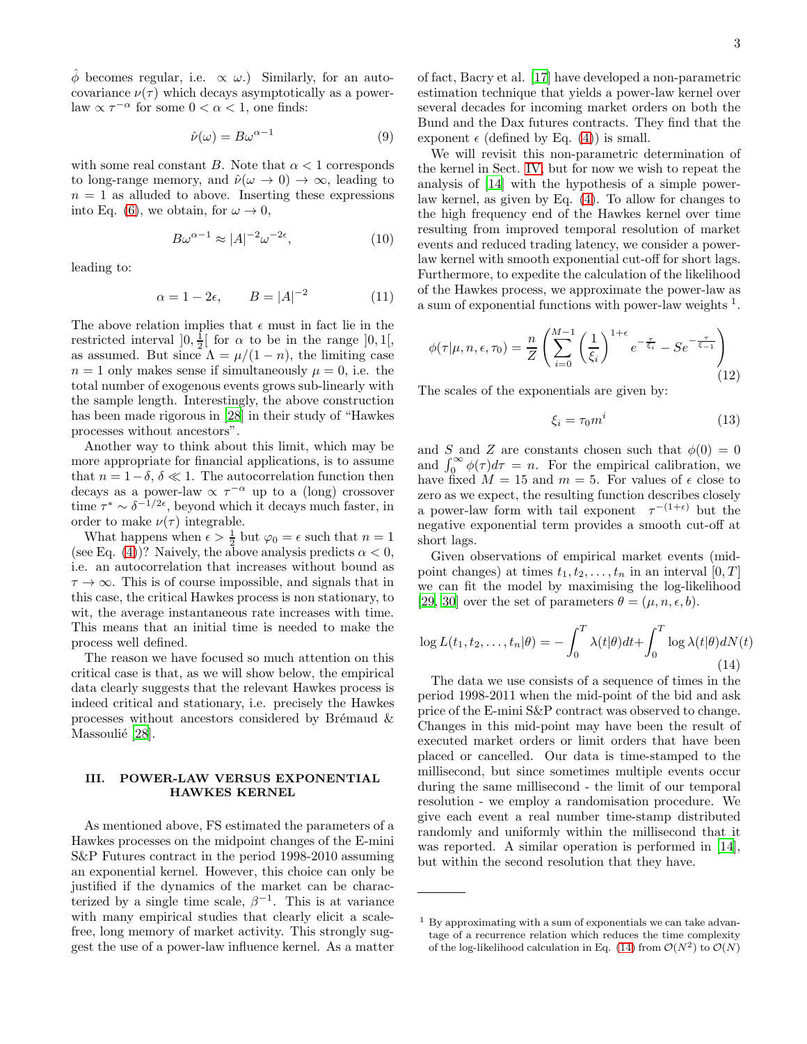$\hat{\phi}$ becomes regular, i.e. $\propto \omega$.) Similarly, for an autocovariance $\nu(\tau)$ which decays asymptotically as a power-law $\propto \tau^{-\alpha}$ for some $0 < \alpha < 1$, one finds:

$$\hat{\nu}(\omega) = B\omega^{\alpha-1} \tag{9}$$

with some real constant $B$. Note that $\alpha < 1$ corresponds to long-range memory, and $\hat{\nu}(\omega \to 0) \to \infty$, leading to $n = 1$ as alluded to above. Inserting these expressions into Eq. (6), we obtain, for $\omega \to 0$,

$$B\omega^{\alpha-1} \approx |A|^{-2}\omega^{-2\epsilon}, \tag{10}$$

leading to:

$$\alpha = 1 - 2\epsilon, \qquad B = |A|^{-2} \tag{11}$$

The above relation implies that $\epsilon$ must in fact lie in the restricted interval $]0, \frac{1}{2}[$ for $\alpha$ to be in the range $]0, 1[$, as assumed. But since $\Lambda = \mu/(1-n)$, the limiting case $n = 1$ only makes sense if simultaneously $\mu = 0$, i.e. the total number of exogenous events grows sub-linearly with the sample length. Interestingly, the above construction has been made rigorous in [28] in their study of "Hawkes processes without ancestors".

Another way to think about this limit, which may be more appropriate for financial applications, is to assume that $n = 1-\delta$, $\delta \ll 1$. The autocorrelation function then decays as a power-law $\propto \tau^{-\alpha}$ up to a (long) crossover time $\tau^* \sim \delta^{-1/2\epsilon}$, beyond which it decays much faster, in order to make $\nu(\tau)$ integrable.

What happens when $\epsilon > \frac{1}{2}$ but $\varphi_0 = \epsilon$ such that $n = 1$ (see Eq. (4))? Naively, the above analysis predicts $\alpha < 0$, i.e. an autocorrelation that increases without bound as $\tau \to \infty$. This is of course impossible, and signals that in this case, the critical Hawkes process is non stationary, to wit, the average instantaneous rate increases with time. This means that an initial time is needed to make the process well defined.

The reason we have focused so much attention on this critical case is that, as we will show below, the empirical data clearly suggests that the relevant Hawkes process is indeed critical and stationary, i.e. precisely the Hawkes processes without ancestors considered by Brémaud & Massoulié [28].

## III. POWER-LAW VERSUS EXPONENTIAL HAWKES KERNEL

As mentioned above, FS estimated the parameters of a Hawkes processes on the midpoint changes of the E-mini S&P Futures contract in the period 1998-2010 assuming an exponential kernel. However, this choice can only be justified if the dynamics of the market can be characterized by a single time scale, $\beta^{-1}$. This is at variance with many empirical studies that clearly elicit a scale-free, long memory of market activity. This strongly suggest the use of a power-law influence kernel. As a matter of fact, Bacry et al. [17] have developed a non-parametric estimation technique that yields a power-law kernel over several decades for incoming market orders on both the Bund and the Dax futures contracts. They find that the exponent $\epsilon$ (defined by Eq. (4)) is small.

We will revisit this non-parametric determination of the kernel in Sect. IV, but for now we wish to repeat the analysis of [14] with the hypothesis of a simple power-law kernel, as given by Eq. (4). To allow for changes to the high frequency end of the Hawkes kernel over time resulting from improved temporal resolution of market events and reduced trading latency, we consider a power-law kernel with smooth exponential cut-off for short lags. Furthermore, to expedite the calculation of the likelihood of the Hawkes process, we approximate the power-law as a sum of exponential functions with power-law weights [1].

$$\phi(\tau|\mu, n, \epsilon, \tau_0) = \frac{n}{Z}\left(\sum_{i=0}^{M-1}\left(\frac{1}{\xi_i}\right)^{1+\epsilon} e^{-\frac{\tau}{\xi_i}} - Se^{-\frac{\tau}{\xi_{-1}}}\right) \tag{12}$$

The scales of the exponentials are given by:

$$\xi_i = \tau_0 m^i \tag{13}$$

and $S$ and $Z$ are constants chosen such that $\phi(0) = 0$ and $\int_0^\infty \phi(\tau)d\tau = n$. For the empirical calibration, we have fixed $M = 15$ and $m = 5$. For values of $\epsilon$ close to zero as we expect, the resulting function describes closely a power-law form with tail exponent $\tau^{-(1+\epsilon)}$ but the negative exponential term provides a smooth cut-off at short lags.

Given observations of empirical market events (mid-point changes) at times $t_1, t_2, \ldots, t_n$ in an interval $[0, T]$ we can fit the model by maximising the log-likelihood [29, 30] over the set of parameters $\theta = (\mu, n, \epsilon, b)$.

$$\log L(t_1, t_2, \ldots, t_n|\theta) = -\int_0^T \lambda(t|\theta)dt + \int_0^T \log\lambda(t|\theta)dN(t) \tag{14}$$

The data we use consists of a sequence of times in the period 1998-2011 when the mid-point of the bid and ask price of the E-mini S&P contract was observed to change. Changes in this mid-point may have been the result of executed market orders or limit orders that have been placed or cancelled. Our data is time-stamped to the millisecond, but since sometimes multiple events occur during the same millisecond - the limit of our temporal resolution - we employ a randomisation procedure. We give each event a real number time-stamp distributed randomly and uniformly within the millisecond that it was reported. A similar operation is performed in [14], but within the second resolution that they have.

---

[1] By approximating with a sum of exponentials we can take advantage of a recurrence relation which reduces the time complexity of the log-likelihood calculation in Eq. (14) from $\mathcal{O}(N^2)$ to $\mathcal{O}(N)$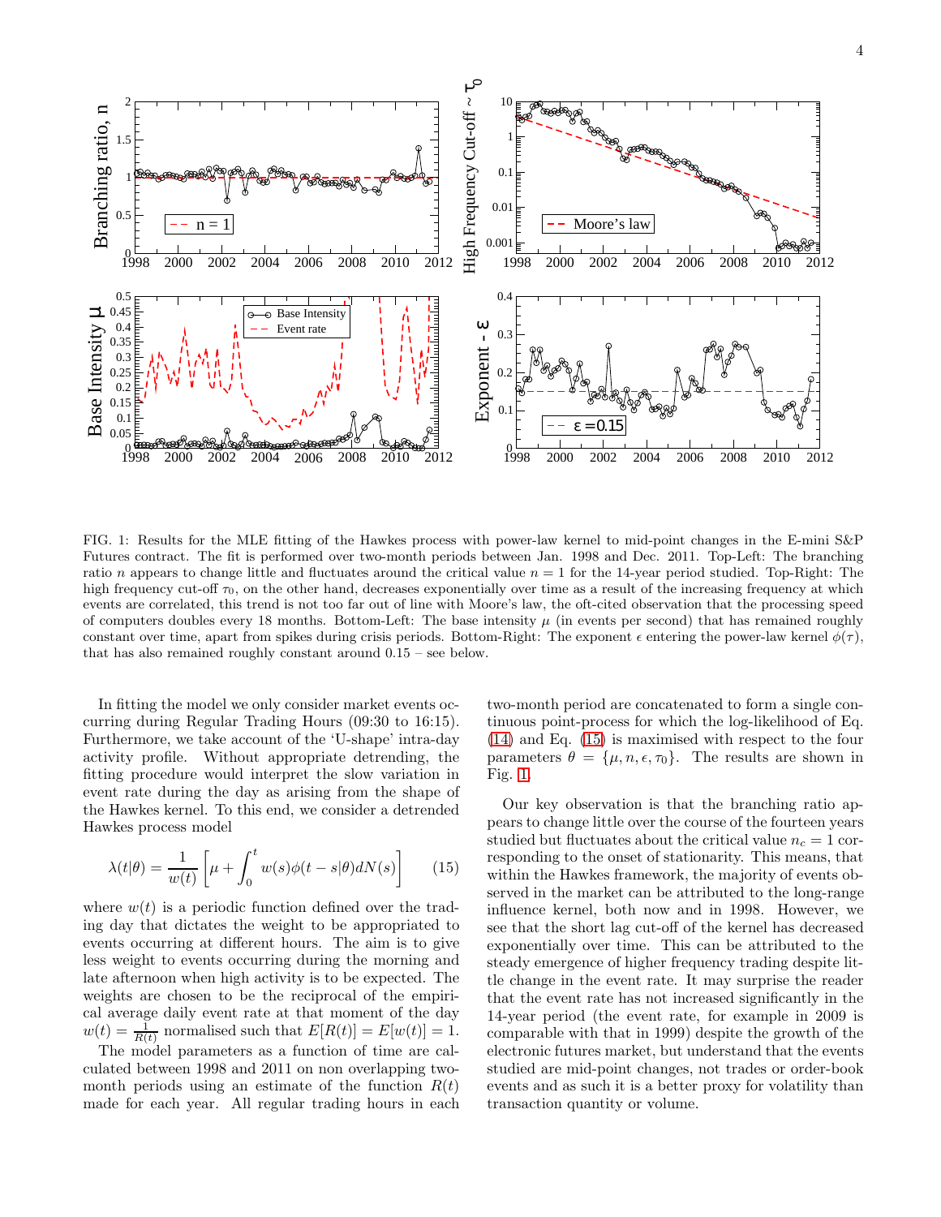FIG. 1: Results for the MLE fitting of the Hawkes process with power-law kernel to mid-point changes in the E-mini S&P Futures contract. The fit is performed over two-month periods between Jan. 1998 and Dec. 2011. Top-Left: The branching ratio $n$ appears to change little and fluctuates around the critical value $n = 1$ for the 14-year period studied. Top-Right: The high frequency cut-off $\tau_0$, on the other hand, decreases exponentially over time as a result of the increasing frequency at which events are correlated, this trend is not too far out of line with Moore's law, the oft-cited observation that the processing speed of computers doubles every 18 months. Bottom-Left: The base intensity $\mu$ (in events per second) that has remained roughly constant over time, apart from spikes during crisis periods. Bottom-Right: The exponent $\epsilon$ entering the power-law kernel $\phi(\tau)$, that has also remained roughly constant around 0.15 – see below.

In fitting the model we only consider market events occurring during Regular Trading Hours (09:30 to 16:15). Furthermore, we take account of the 'U-shape' intra-day activity profile. Without appropriate detrending, the fitting procedure would interpret the slow variation in event rate during the day as arising from the shape of the Hawkes kernel. To this end, we consider a detrended Hawkes process model

$$\lambda(t|\theta) = \frac{1}{w(t)} \left[ \mu + \int_0^t w(s)\phi(t-s|\theta) dN(s) \right] \tag{15}$$

where $w(t)$ is a periodic function defined over the trading day that dictates the weight to be appropriated to events occurring at different hours. The aim is to give less weight to events occurring during the morning and late afternoon when high activity is to be expected. The weights are chosen to be the reciprocal of the empirical average daily event rate at that moment of the day $w(t) = \frac{1}{R(t)}$ normalised such that $E[R(t)] = E[w(t)] = 1$.

The model parameters as a function of time are calculated between 1998 and 2011 on non overlapping two-month periods using an estimate of the function $R(t)$ made for each year. All regular trading hours in each two-month period are concatenated to form a single continuous point-process for which the log-likelihood of Eq. (14) and Eq. (15) is maximised with respect to the four parameters $\theta = \{\mu, n, \epsilon, \tau_0\}$. The results are shown in Fig. 1.

Our key observation is that the branching ratio appears to change little over the course of the fourteen years studied but fluctuates about the critical value $n_c = 1$ corresponding to the onset of stationarity. This means, that within the Hawkes framework, the majority of events observed in the market can be attributed to the long-range influence kernel, both now and in 1998. However, we see that the short lag cut-off of the kernel has decreased exponentially over time. This can be attributed to the steady emergence of higher frequency trading despite little change in the event rate. It may surprise the reader that the event rate has not increased significantly in the 14-year period (the event rate, for example in 2009 is comparable with that in 1999) despite the growth of the electronic futures market, but understand that the events studied are mid-point changes, not trades or order-book events and as such it is a better proxy for volatility than transaction quantity or volume.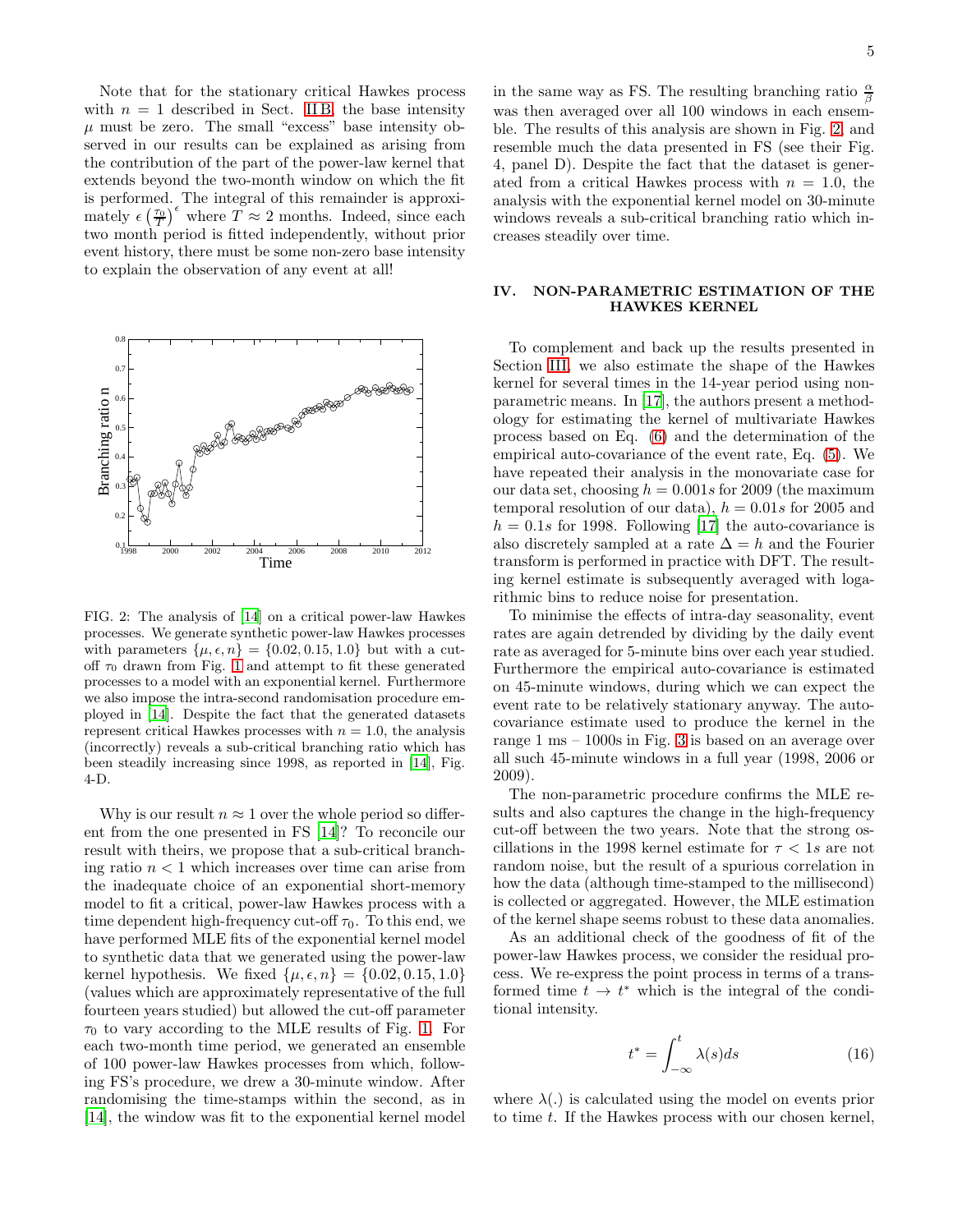Note that for the stationary critical Hawkes process with $n = 1$ described in Sect. II B, the base intensity $\mu$ must be zero. The small "excess" base intensity observed in our results can be explained as arising from the contribution of the part of the power-law kernel that extends beyond the two-month window on which the fit is performed. The integral of this remainder is approximately $\epsilon \left(\frac{\tau_0}{T}\right)^{\epsilon}$ where $T \approx 2$ months. Indeed, since each two month period is fitted independently, without prior event history, there must be some non-zero base intensity to explain the observation of any event at all!

FIG. 2: The analysis of [14] on a critical power-law Hawkes processes. We generate synthetic power-law Hawkes processes with parameters $\{\mu, \epsilon, n\} = \{0.02, 0.15, 1.0\}$ but with a cut-off $\tau_0$ drawn from Fig. 1 and attempt to fit these generated processes to a model with an exponential kernel. Furthermore we also impose the intra-second randomisation procedure employed in [14]. Despite the fact that the generated datasets represent critical Hawkes processes with $n = 1.0$, the analysis (incorrectly) reveals a sub-critical branching ratio which has been steadily increasing since 1998, as reported in [14], Fig. 4-D.

Why is our result $n \approx 1$ over the whole period so different from the one presented in FS [14]? To reconcile our result with theirs, we propose that a sub-critical branching ratio $n < 1$ which increases over time can arise from the inadequate choice of an exponential short-memory model to fit a critical, power-law Hawkes process with a time dependent high-frequency cut-off $\tau_0$. To this end, we have performed MLE fits of the exponential kernel model to synthetic data that we generated using the power-law kernel hypothesis. We fixed $\{\mu, \epsilon, n\} = \{0.02, 0.15, 1.0\}$ (values which are approximately representative of the full fourteen years studied) but allowed the cut-off parameter $\tau_0$ to vary according to the MLE results of Fig. 1. For each two-month time period, we generated an ensemble of 100 power-law Hawkes processes from which, following FS's procedure, we drew a 30-minute window. After randomising the time-stamps within the second, as in [14], the window was fit to the exponential kernel model in the same way as FS. The resulting branching ratio $\frac{\alpha}{\beta}$ was then averaged over all 100 windows in each ensemble. The results of this analysis are shown in Fig. 2 and resemble much the data presented in FS (see their Fig. 4, panel D). Despite the fact that the dataset is generated from a critical Hawkes process with $n = 1.0$, the analysis with the exponential kernel model on 30-minute windows reveals a sub-critical branching ratio which increases steadily over time.

## IV. NON-PARAMETRIC ESTIMATION OF THE HAWKES KERNEL

To complement and back up the results presented in Section III, we also estimate the shape of the Hawkes kernel for several times in the 14-year period using non-parametric means. In [17], the authors present a methodology for estimating the kernel of multivariate Hawkes process based on Eq. (6) and the determination of the empirical auto-covariance of the event rate, Eq. (5). We have repeated their analysis in the monovariate case for our data set, choosing $h = 0.001s$ for 2009 (the maximum temporal resolution of our data), $h = 0.01s$ for 2005 and $h = 0.1s$ for 1998. Following [17] the auto-covariance is also discretely sampled at a rate $\Delta = h$ and the Fourier transform is performed in practice with DFT. The resulting kernel estimate is subsequently averaged with logarithmic bins to reduce noise for presentation.

To minimise the effects of intra-day seasonality, event rates are again detrended by dividing by the daily event rate as averaged for 5-minute bins over each year studied. Furthermore the empirical auto-covariance is estimated on 45-minute windows, during which we can expect the event rate to be relatively stationary anyway. The auto-covariance estimate used to produce the kernel in the range 1 ms – 1000s in Fig. 3 is based on an average over all such 45-minute windows in a full year (1998, 2006 or 2009).

The non-parametric procedure confirms the MLE results and also captures the change in the high-frequency cut-off between the two years. Note that the strong oscillations in the 1998 kernel estimate for $\tau < 1s$ are not random noise, but the result of a spurious correlation in how the data (although time-stamped to the millisecond) is collected or aggregated. However, the MLE estimation of the kernel shape seems robust to these data anomalies.

As an additional check of the goodness of fit of the power-law Hawkes process, we consider the residual process. We re-express the point process in terms of a transformed time $t \to t^*$ which is the integral of the conditional intensity.

$$t^* = \int_{-\infty}^{t} \lambda(s)ds \tag{16}$$

where $\lambda(.)$ is calculated using the model on events prior to time $t$. If the Hawkes process with our chosen kernel,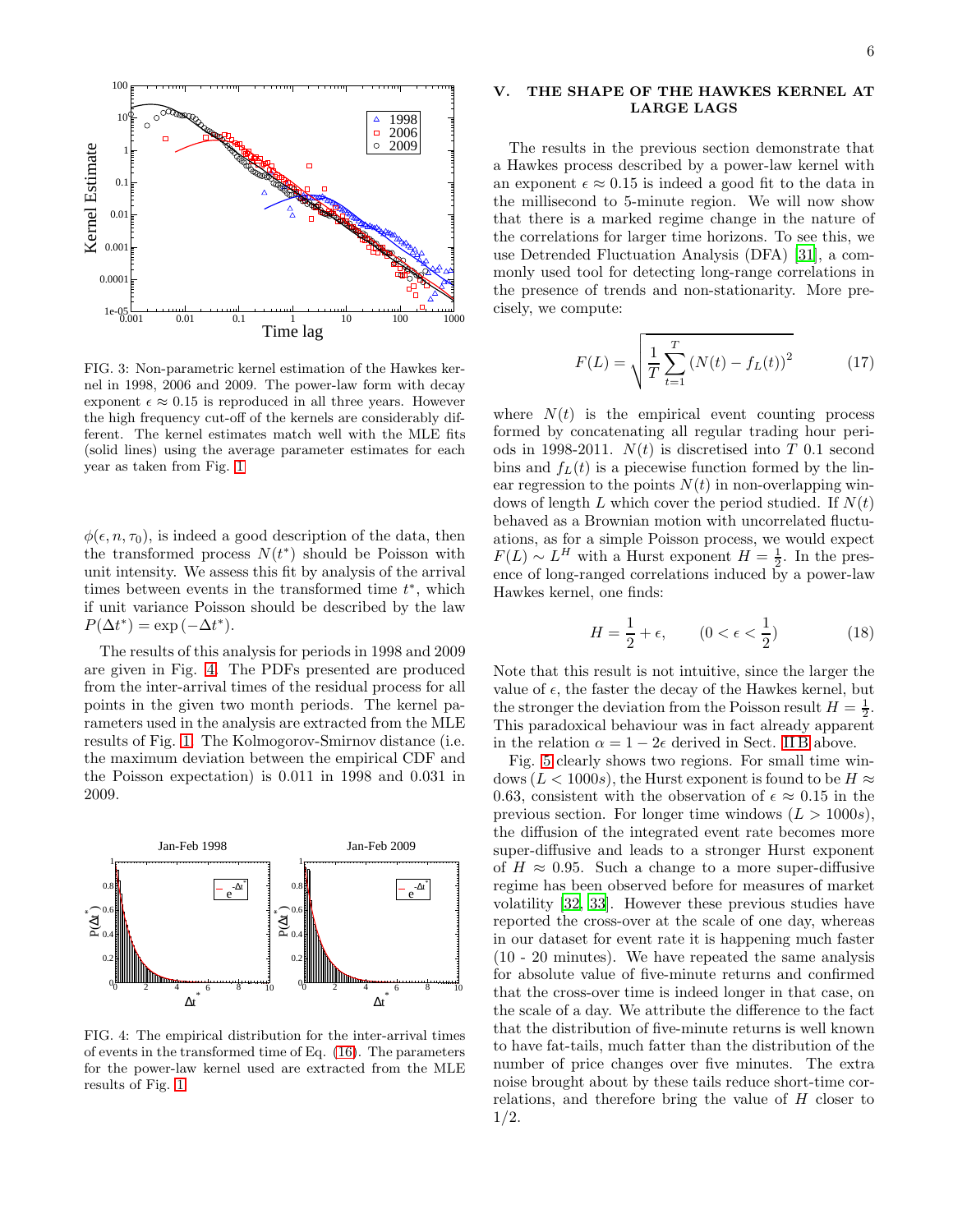FIG. 3: Non-parametric kernel estimation of the Hawkes kernel in 1998, 2006 and 2009. The power-law form with decay exponent $\epsilon \approx 0.15$ is reproduced in all three years. However the high frequency cut-off of the kernels are considerably different. The kernel estimates match well with the MLE fits (solid lines) using the average parameter estimates for each year as taken from Fig. 1

$\phi(\epsilon, n, \tau_0)$, is indeed a good description of the data, then the transformed process $N(t^*)$ should be Poisson with unit intensity. We assess this fit by analysis of the arrival times between events in the transformed time $t^*$, which if unit variance Poisson should be described by the law $P(\Delta t^*) = \exp(-\Delta t^*)$.

The results of this analysis for periods in 1998 and 2009 are given in Fig. 4. The PDFs presented are produced from the inter-arrival times of the residual process for all points in the given two month periods. The kernel parameters used in the analysis are extracted from the MLE results of Fig. 1. The Kolmogorov-Smirnov distance (i.e. the maximum deviation between the empirical CDF and the Poisson expectation) is 0.011 in 1998 and 0.031 in 2009.

FIG. 4: The empirical distribution for the inter-arrival times of events in the transformed time of Eq. (16). The parameters for the power-law kernel used are extracted from the MLE results of Fig. 1.

## V. THE SHAPE OF THE HAWKES KERNEL AT LARGE LAGS

The results in the previous section demonstrate that a Hawkes process described by a power-law kernel with an exponent $\epsilon \approx 0.15$ is indeed a good fit to the data in the millisecond to 5-minute region. We will now show that there is a marked regime change in the nature of the correlations for larger time horizons. To see this, we use Detrended Fluctuation Analysis (DFA) [31], a commonly used tool for detecting long-range correlations in the presence of trends and non-stationarity. More precisely, we compute:

$$F(L) = \sqrt{\frac{1}{T}\sum_{t=1}^{T}\left(N(t) - f_L(t)\right)^2} \tag{17}$$

where $N(t)$ is the empirical event counting process formed by concatenating all regular trading hour periods in 1998-2011. $N(t)$ is discretised into $T$ 0.1 second bins and $f_L(t)$ is a piecewise function formed by the linear regression to the points $N(t)$ in non-overlapping windows of length $L$ which cover the period studied. If $N(t)$ behaved as a Brownian motion with uncorrelated fluctuations, as for a simple Poisson process, we would expect $F(L) \sim L^H$ with a Hurst exponent $H = \frac{1}{2}$. In the presence of long-ranged correlations induced by a power-law Hawkes kernel, one finds:

$$H = \frac{1}{2} + \epsilon, \qquad (0 < \epsilon < \frac{1}{2}) \tag{18}$$

Note that this result is not intuitive, since the larger the value of $\epsilon$, the faster the decay of the Hawkes kernel, but the stronger the deviation from the Poisson result $H = \frac{1}{2}$. This paradoxical behaviour was in fact already apparent in the relation $\alpha = 1 - 2\epsilon$ derived in Sect. II B above.

Fig. 5 clearly shows two regions. For small time windows ($L < 1000s$), the Hurst exponent is found to be $H \approx 0.63$, consistent with the observation of $\epsilon \approx 0.15$ in the previous section. For longer time windows ($L > 1000s$), the diffusion of the integrated event rate becomes more super-diffusive and leads to a stronger Hurst exponent of $H \approx 0.95$. Such a change to a more super-diffusive regime has been observed before for measures of market volatility [32, 33]. However these previous studies have reported the cross-over at the scale of one day, whereas in our dataset for event rate it is happening much faster (10 - 20 minutes). We have repeated the same analysis for absolute value of five-minute returns and confirmed that the cross-over time is indeed longer in that case, on the scale of a day. We attribute the difference to the fact that the distribution of five-minute returns is well known to have fat-tails, much fatter than the distribution of the number of price changes over five minutes. The extra noise brought about by these tails reduce short-time correlations, and therefore bring the value of $H$ closer to 1/2.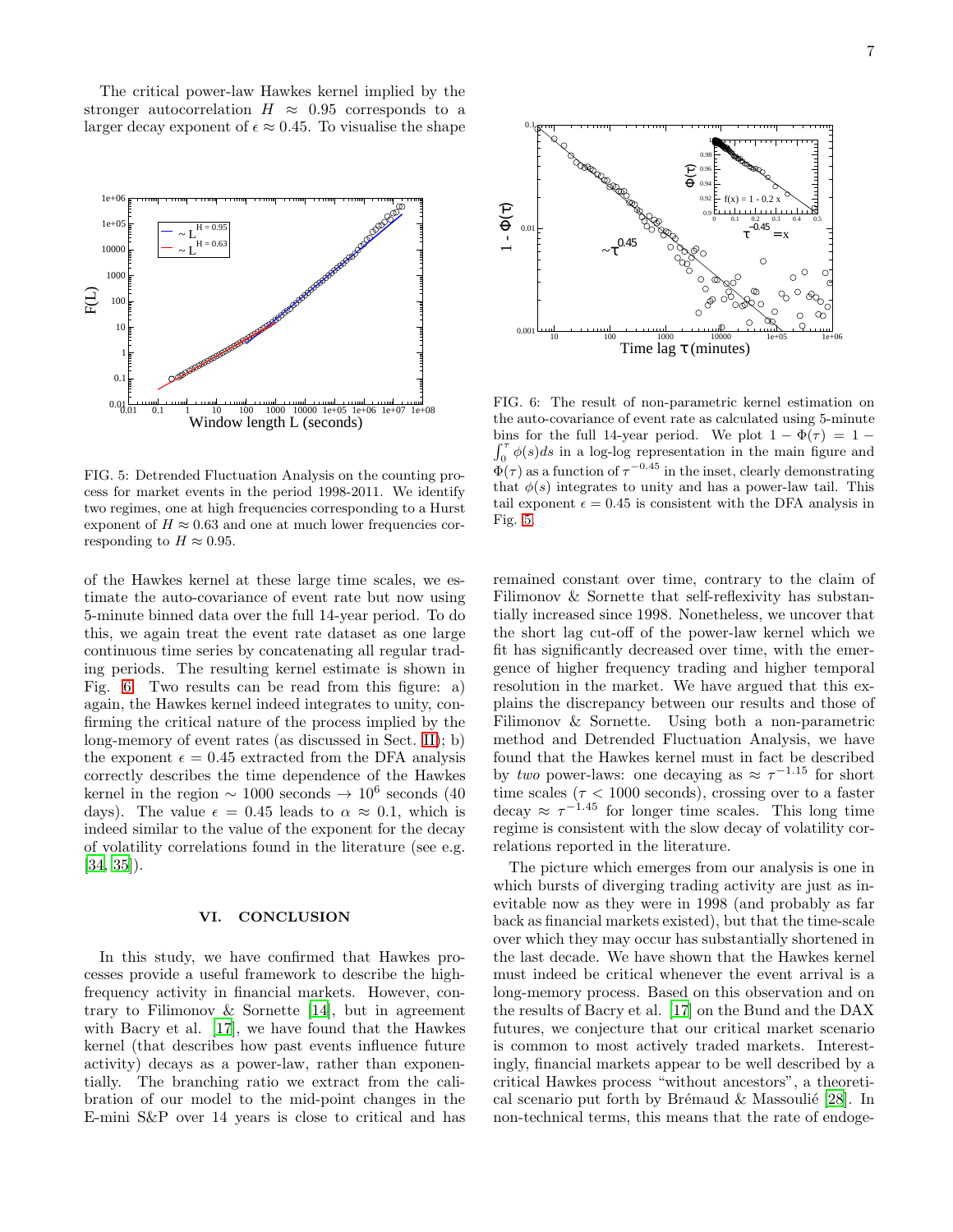The critical power-law Hawkes kernel implied by the stronger autocorrelation $H \approx 0.95$ corresponds to a larger decay exponent of $\epsilon \approx 0.45$. To visualise the shape of the Hawkes kernel at these large time scales, we estimate the auto-covariance of event rate but now using 5-minute binned data over the full 14-year period. To do this, we again treat the event rate dataset as one large continuous time series by concatenating all regular trading periods. The resulting kernel estimate is shown in Fig. 6. Two results can be read from this figure: a) again, the Hawkes kernel indeed integrates to unity, confirming the critical nature of the process implied by the long-memory of event rates (as discussed in Sect. II); b) the exponent $\epsilon = 0.45$ extracted from the DFA analysis correctly describes the time dependence of the Hawkes kernel in the region $\sim 1000$ seconds $\rightarrow 10^6$ seconds (40 days). The value $\epsilon = 0.45$ leads to $\alpha \approx 0.1$, which is indeed similar to the value of the exponent for the decay of volatility correlations found in the literature (see e.g. [34, 35]).

FIG. 5: Detrended Fluctuation Analysis on the counting process for market events in the period 1998-2011. We identify two regimes, one at high frequencies corresponding to a Hurst exponent of $H \approx 0.63$ and one at much lower frequencies corresponding to $H \approx 0.95$.

FIG. 6: The result of non-parametric kernel estimation on the auto-covariance of event rate as calculated using 5-minute bins for the full 14-year period. We plot $1 - \Phi(\tau) = 1 - \int_0^\tau \phi(s)ds$ in a log-log representation in the main figure and $\Phi(\tau)$ as a function of $\tau^{-0.45}$ in the inset, clearly demonstrating that $\phi(s)$ integrates to unity and has a power-law tail. This tail exponent $\epsilon = 0.45$ is consistent with the DFA analysis in Fig. 5.

## VI. CONCLUSION

In this study, we have confirmed that Hawkes processes provide a useful framework to describe the high-frequency activity in financial markets. However, contrary to Filimonov & Sornette [14], but in agreement with Bacry et al. [17], we have found that the Hawkes kernel (that describes how past events influence future activity) decays as a power-law, rather than exponentially. The branching ratio we extract from the calibration of our model to the mid-point changes in the E-mini S&P over 14 years is close to critical and has remained constant over time, contrary to the claim of Filimonov & Sornette that self-reflexivity has substantially increased since 1998. Nonetheless, we uncover that the short lag cut-off of the power-law kernel which we fit has significantly decreased over time, with the emergence of higher frequency trading and higher temporal resolution in the market. We have argued that this explains the discrepancy between our results and those of Filimonov & Sornette. Using both a non-parametric method and Detrended Fluctuation Analysis, we have found that the Hawkes kernel must in fact be described by *two* power-laws: one decaying as $\approx \tau^{-1.15}$ for short time scales ($\tau < 1000$ seconds), crossing over to a faster decay $\approx \tau^{-1.45}$ for longer time scales. This long time regime is consistent with the slow decay of volatility correlations reported in the literature.

The picture which emerges from our analysis is one in which bursts of diverging trading activity are just as inevitable now as they were in 1998 (and probably as far back as financial markets existed), but that the time-scale over which they may occur has substantially shortened in the last decade. We have shown that the Hawkes kernel must indeed be critical whenever the event arrival is a long-memory process. Based on this observation and on the results of Bacry et al. [17] on the Bund and the DAX futures, we conjecture that our critical market scenario is common to most actively traded markets. Interestingly, financial markets appear to be well described by a critical Hawkes process "without ancestors", a theoretical scenario put forth by Brémaud & Massoulié [28]. In non-technical terms, this means that the rate of endoge-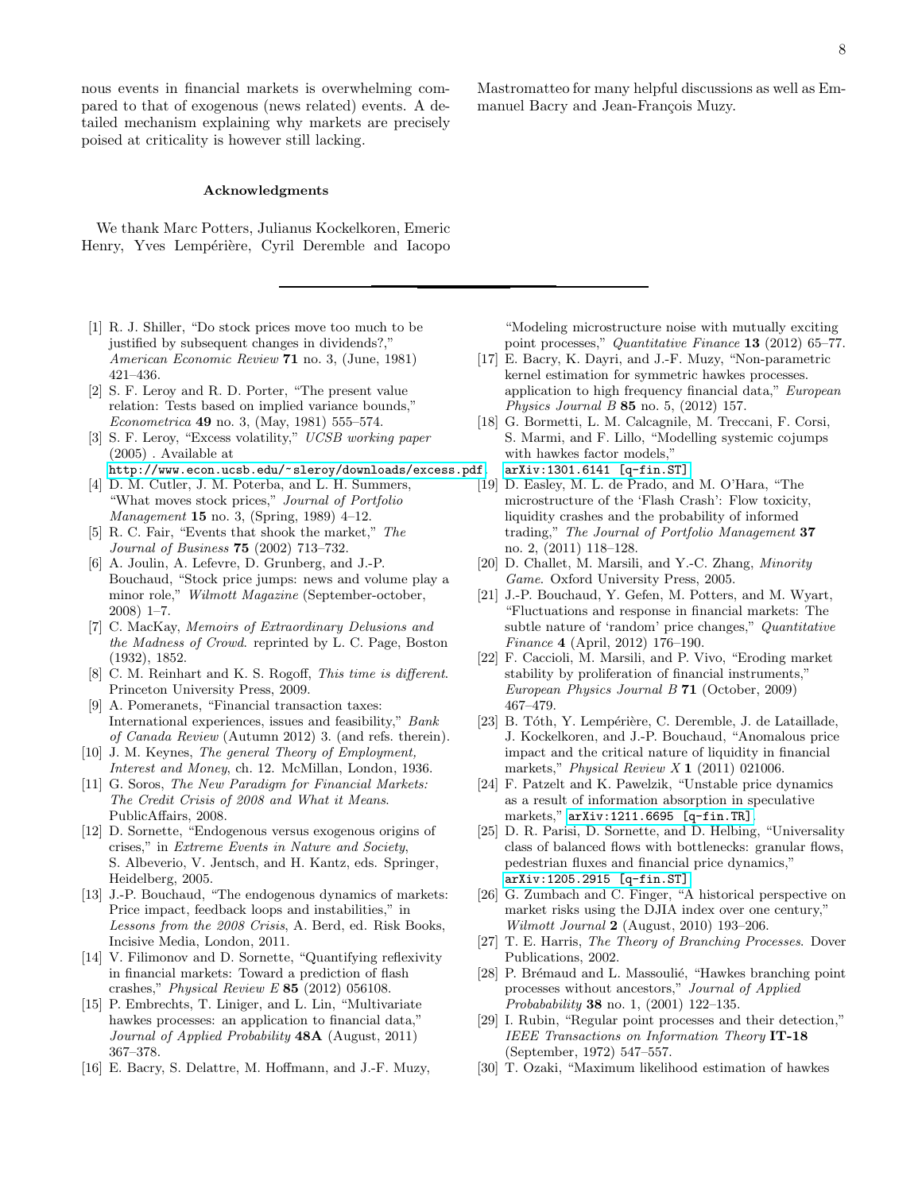nous events in financial markets is overwhelming compared to that of exogenous (news related) events. A detailed mechanism explaining why markets are precisely poised at criticality is however still lacking.

### Acknowledgments

We thank Marc Potters, Julianus Kockelkoren, Emeric Henry, Yves Lempérière, Cyril Deremble and Iacopo Mastromatteo for many helpful discussions as well as Emmanuel Bacry and Jean-François Muzy.

---

[1] R. J. Shiller, "Do stock prices move too much to be justified by subsequent changes in dividends?," *American Economic Review* **71** no. 3, (June, 1981) 421–436.

[2] S. F. Leroy and R. D. Porter, "The present value relation: Tests based on implied variance bounds," *Econometrica* **49** no. 3, (May, 1981) 555–574.

[3] S. F. Leroy, "Excess volatility," *UCSB working paper* (2005) . Available at http://www.econ.ucsb.edu/~sleroy/downloads/excess.pdf.

[4] D. M. Cutler, J. M. Poterba, and L. H. Summers, "What moves stock prices," *Journal of Portfolio Management* **15** no. 3, (Spring, 1989) 4–12.

[5] R. C. Fair, "Events that shook the market," *The Journal of Business* **75** (2002) 713–732.

[6] A. Joulin, A. Lefevre, D. Grunberg, and J.-P. Bouchaud, "Stock price jumps: news and volume play a minor role," *Wilmott Magazine* (September-october, 2008) 1–7.

[7] C. MacKay, *Memoirs of Extraordinary Delusions and the Madness of Crowd*. reprinted by L. C. Page, Boston (1932), 1852.

[8] C. M. Reinhart and K. S. Rogoff, *This time is different*. Princeton University Press, 2009.

[9] A. Pomeranets, "Financial transaction taxes: International experiences, issues and feasibility," *Bank of Canada Review* (Autumn 2012) 3. (and refs. therein).

[10] J. M. Keynes, *The general Theory of Employment, Interest and Money*, ch. 12. McMillan, London, 1936.

[11] G. Soros, *The New Paradigm for Financial Markets: The Credit Crisis of 2008 and What it Means*. PublicAffairs, 2008.

[12] D. Sornette, "Endogenous versus exogenous origins of crises," in *Extreme Events in Nature and Society*, S. Albeverio, V. Jentsch, and H. Kantz, eds. Springer, Heidelberg, 2005.

[13] J.-P. Bouchaud, "The endogenous dynamics of markets: Price impact, feedback loops and instabilities," in *Lessons from the 2008 Crisis*, A. Berd, ed. Risk Books, Incisive Media, London, 2011.

[14] V. Filimonov and D. Sornette, "Quantifying reflexivity in financial markets: Toward a prediction of flash crashes," *Physical Review E* **85** (2012) 056108.

[15] P. Embrechts, T. Liniger, and L. Lin, "Multivariate hawkes processes: an application to financial data," *Journal of Applied Probability* **48A** (August, 2011) 367–378.

[16] E. Bacry, S. Delattre, M. Hoffmann, and J.-F. Muzy, "Modeling microstructure noise with mutually exciting point processes," *Quantitative Finance* **13** (2012) 65–77.

[17] E. Bacry, K. Dayri, and J.-F. Muzy, "Non-parametric kernel estimation for symmetric hawkes processes. application to high frequency financial data," *European Physics Journal B* **85** no. 5, (2012) 157.

[18] G. Bormetti, L. M. Calcagnile, M. Treccani, F. Corsi, S. Marmi, and F. Lillo, "Modelling systemic cojumps with hawkes factor models," arXiv:1301.6141 [q-fin.ST].

[19] D. Easley, M. L. de Prado, and M. O'Hara, "The microstructure of the 'Flash Crash': Flow toxicity, liquidity crashes and the probability of informed trading," *The Journal of Portfolio Management* **37** no. 2, (2011) 118–128.

[20] D. Challet, M. Marsili, and Y.-C. Zhang, *Minority Game*. Oxford University Press, 2005.

[21] J.-P. Bouchaud, Y. Gefen, M. Potters, and M. Wyart, "Fluctuations and response in financial markets: The subtle nature of 'random' price changes," *Quantitative Finance* **4** (April, 2012) 176–190.

[22] F. Caccioli, M. Marsili, and P. Vivo, "Eroding market stability by proliferation of financial instruments," *European Physics Journal B* **71** (October, 2009) 467–479.

[23] B. Tóth, Y. Lempérière, C. Deremble, J. de Lataillade, J. Kockelkoren, and J.-P. Bouchaud, "Anomalous price impact and the critical nature of liquidity in financial markets," *Physical Review X* **1** (2011) 021006.

[24] F. Patzelt and K. Pawelzik, "Unstable price dynamics as a result of information absorption in speculative markets," arXiv:1211.6695 [q-fin.TR].

[25] D. R. Parisi, D. Sornette, and D. Helbing, "Universality class of balanced flows with bottlenecks: granular flows, pedestrian fluxes and financial price dynamics," arXiv:1205.2915 [q-fin.ST].

[26] G. Zumbach and C. Finger, "A historical perspective on market risks using the DJIA index over one century," *Wilmott Journal* **2** (August, 2010) 193–206.

[27] T. E. Harris, *The Theory of Branching Processes*. Dover Publications, 2002.

[28] P. Brémaud and L. Massoulié, "Hawkes branching point processes without ancestors," *Journal of Applied Probability* **38** no. 1, (2001) 122–135.

[29] I. Rubin, "Regular point processes and their detection," *IEEE Transactions on Information Theory* **IT-18** (September, 1972) 547–557.

[30] T. Ozaki, "Maximum likelihood estimation of hawkes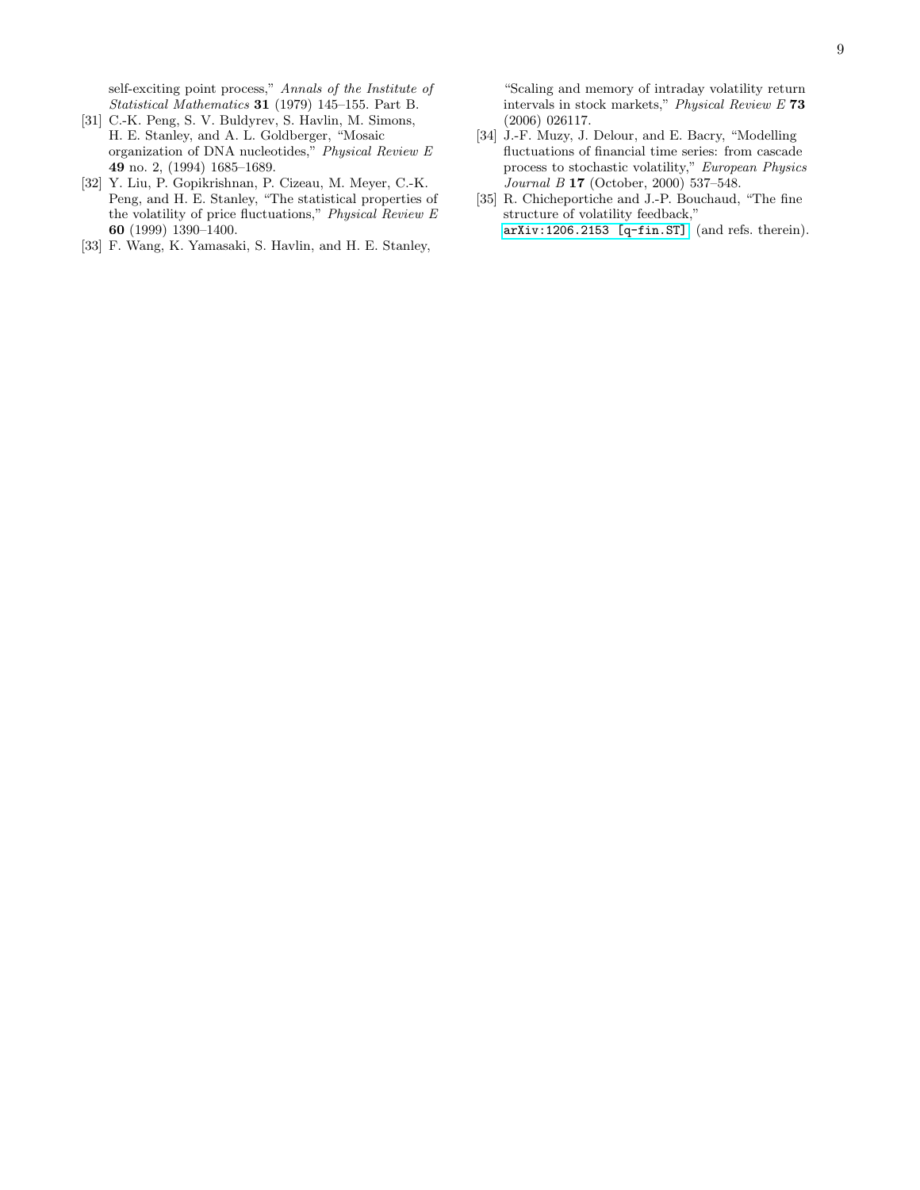self-exciting point process," *Annals of the Institute of Statistical Mathematics* **31** (1979) 145–155. Part B.

[31] C.-K. Peng, S. V. Buldyrev, S. Havlin, M. Simons, H. E. Stanley, and A. L. Goldberger, "Mosaic organization of DNA nucleotides," *Physical Review E* **49** no. 2, (1994) 1685–1689.

[32] Y. Liu, P. Gopikrishnan, P. Cizeau, M. Meyer, C.-K. Peng, and H. E. Stanley, "The statistical properties of the volatility of price fluctuations," *Physical Review E* **60** (1999) 1390–1400.

[33] F. Wang, K. Yamasaki, S. Havlin, and H. E. Stanley, "Scaling and memory of intraday volatility return intervals in stock markets," *Physical Review E* **73** (2006) 026117.

[34] J.-F. Muzy, J. Delour, and E. Bacry, "Modelling fluctuations of financial time series: from cascade process to stochastic volatility," *European Physics Journal B* **17** (October, 2000) 537–548.

[35] R. Chicheportiche and J.-P. Bouchaud, "The fine structure of volatility feedback," arXiv:1206.2153 [q-fin.ST] (and refs. therein).